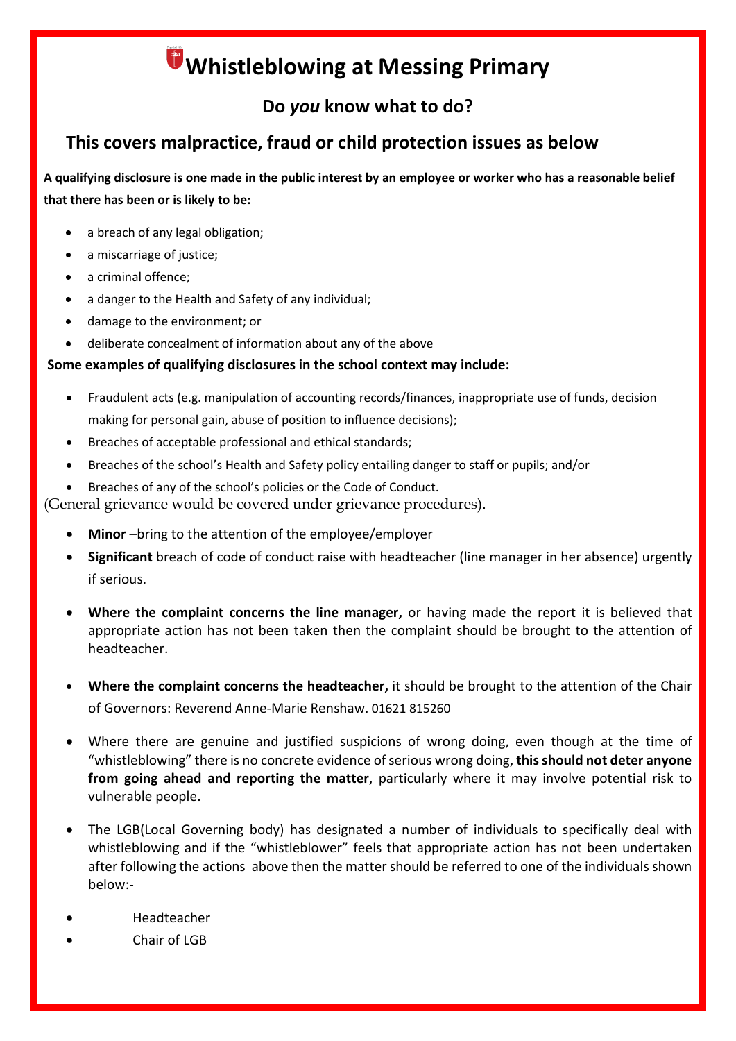# Whistleblowing at Messing Primary

## Do *you* know what to do?

## This covers malpractice, fraud or child protection issues as below

**A qualifying disclosure is one made in the public interest by an employee or worker who has a reasonable belief that there has been or is likely to be:**

- a breach of any legal obligation;
- a miscarriage of justice;
- a criminal offence;
- a danger to the Health and Safety of any individual;
- damage to the environment; or
- deliberate concealment of information about any of the above

**Some examples of qualifying disclosures in the school context may include:**

- Fraudulent acts (e.g. manipulation of accounting records/finances, inappropriate use of funds, decision making for personal gain, abuse of position to influence decisions);
- Breaches of acceptable professional and ethical standards;
- Breaches of the school's Health and Safety policy entailing danger to staff or pupils; and/or
- Breaches of any of the school's policies or the Code of Conduct.

(General grievance would be covered under grievance procedures).

- **Minor** –bring to the attention of the employee/employer
- **Significant** breach of code of conduct raise with headteacher (line manager in her absence) urgently if serious.
- **Where the complaint concerns the line manager,** or having made the report it is believed that appropriate action has not been taken then the complaint should be brought to the attention of headteacher.
- **Where the complaint concerns the headteacher,** it should be brought to the attention of the Chair of Governors: Reverend Anne-Marie Renshaw. 01621 815260
- Where there are genuine and justified suspicions of wrong doing, even though at the time of "whistleblowing" there is no concrete evidence of serious wrong doing, **this should not deter anyone from going ahead and reporting the matter**, particularly where it may involve potential risk to vulnerable people.
- The LGB(Local Governing body) has designated a number of individuals to specifically deal with whistleblowing and if the "whistleblower" feels that appropriate action has not been undertaken after following the actions above then the matter should be referred to one of the individuals shown below:-
- Headteacher
- Chair of LGB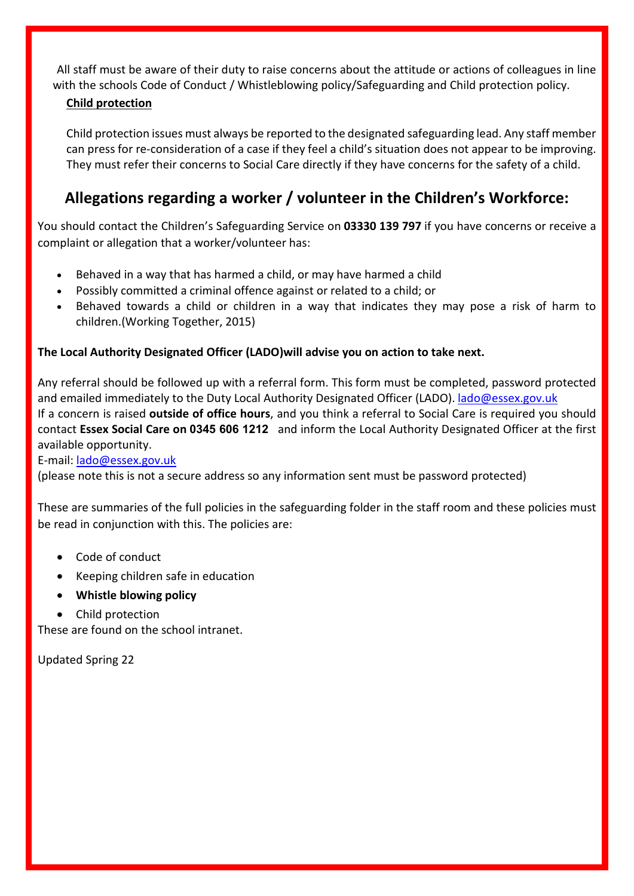All staff must be aware of their duty to raise concerns about the attitude or actions of colleagues in line with the schools Code of Conduct / Whistleblowing policy/Safeguarding and Child protection policy.

**Child protection**

Child protection issues must always be reported to the designated safeguarding lead. Any staff member can press for re-consideration of a case if they feel a child's situation does not appear to be improving. They must refer their concerns to Social Care directly if they have concerns for the safety of a child.

## Allegations regarding a worker / volunteer in the Children's Workforce:

You should contact the Children's Safeguarding Service on **03330 139 797** if you have concerns or receive a complaint or allegation that a worker/volunteer has:

- Behaved in a way that has harmed a child, or may have harmed a child
- Possibly committed a criminal offence against or related to a child; or
- Behaved towards a child or children in a way that indicates they may pose a risk of harm to children.(Working Together, 2015)

**The Local Authority Designated Officer (LADO)will advise you on action to take next.**

Any referral should be followed up with a referral form. This form must be completed, password protected and emailed immediately to the Duty Local Authority Designated Officer (LADO). lado@essex.gov.uk
If a concern is raised **outside of office hours**, and you think a referral to Social Care is required you should contact **Essex Social Care on 0345 606 1212** and inform the Local Authority Designated Officer at the first available opportunity.
E-mail: lado@essex.gov.uk
(please note this is not a secure address so any information sent must be password protected)

These are summaries of the full policies in the safeguarding folder in the staff room and these policies must be read in conjunction with this. The policies are:

- Code of conduct
- Keeping children safe in education
- **Whistle blowing policy**
- Child protection

These are found on the school intranet.

Updated Spring 22